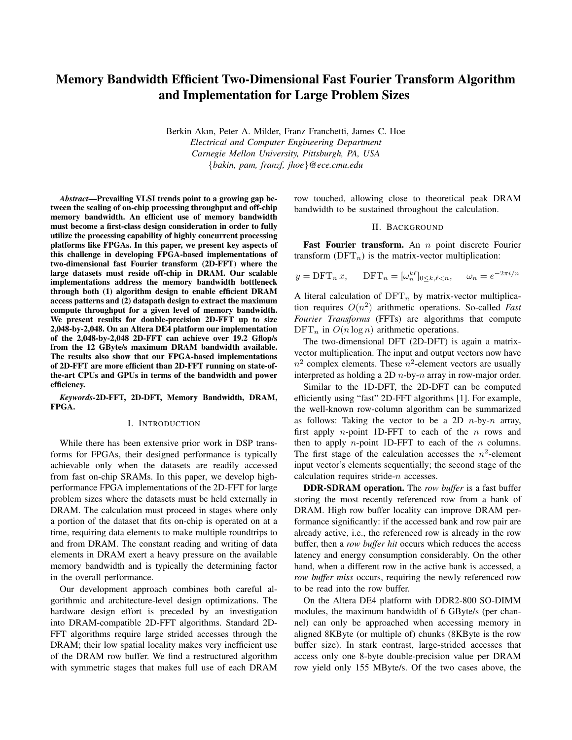# Memory Bandwidth Efficient Two-Dimensional Fast Fourier Transform Algorithm and Implementation for Large Problem Sizes

Berkin Akın, Peter A. Milder, Franz Franchetti, James C. Hoe
*Electrical and Computer Engineering Department*
*Carnegie Mellon University, Pittsburgh, PA, USA*
{*bakin, pam, franzf, jhoe*}*@ece.cmu.edu*

***Abstract*—Prevailing VLSI trends point to a growing gap between the scaling of on-chip processing throughput and off-chip memory bandwidth. An efficient use of memory bandwidth must become a first-class design consideration in order to fully utilize the processing capability of highly concurrent processing platforms like FPGAs. In this paper, we present key aspects of this challenge in developing FPGA-based implementations of two-dimensional fast Fourier transform (2D-FFT) where the large datasets must reside off-chip in DRAM. Our scalable implementations address the memory bandwidth bottleneck through both (1) algorithm design to enable efficient DRAM access patterns and (2) datapath design to extract the maximum compute throughput for a given level of memory bandwidth. We present results for double-precision 2D-FFT up to size 2,048-by-2,048. On an Altera DE4 platform our implementation of the 2,048-by-2,048 2D-FFT can achieve over 19.2 Gflop/s from the 12 GByte/s maximum DRAM bandwidth available. The results also show that our FPGA-based implementations of 2D-FFT are more efficient than 2D-FFT running on state-of-the-art CPUs and GPUs in terms of the bandwidth and power efficiency.**

***Keywords*-2D-FFT, 2D-DFT, Memory Bandwidth, DRAM, FPGA.**

## I. Introduction

While there has been extensive prior work in DSP transforms for FPGAs, their designed performance is typically achievable only when the datasets are readily accessed from fast on-chip SRAMs. In this paper, we develop high-performance FPGA implementations of the 2D-FFT for large problem sizes where the datasets must be held externally in DRAM. The calculation must proceed in stages where only a portion of the dataset that fits on-chip is operated on at a time, requiring data elements to make multiple roundtrips to and from DRAM. The constant reading and writing of data elements in DRAM exert a heavy pressure on the available memory bandwidth and is typically the determining factor in the overall performance.

Our development approach combines both careful algorithmic and architecture-level design optimizations. The hardware design effort is preceded by an investigation into DRAM-compatible 2D-FFT algorithms. Standard 2D-FFT algorithms require large strided accesses through the DRAM; their low spatial locality makes very inefficient use of the DRAM row buffer. We find a restructured algorithm with symmetric stages that makes full use of each DRAM row touched, allowing close to theoretical peak DRAM bandwidth to be sustained throughout the calculation.

## II. Background

**Fast Fourier transform.** An $n$ point discrete Fourier transform ($\mathrm{DFT}_n$) is the matrix-vector multiplication:

$$y = \mathrm{DFT}_n\, x, \qquad \mathrm{DFT}_n = [\omega_n^{k\ell}]_{0 \leq k,\ell < n}, \qquad \omega_n = e^{-2\pi i/n}$$

A literal calculation of $\mathrm{DFT}_n$ by matrix-vector multiplication requires $O(n^2)$ arithmetic operations. So-called *Fast Fourier Transforms* (FFTs) are algorithms that compute $\mathrm{DFT}_n$ in $O(n \log n)$ arithmetic operations.

The two-dimensional DFT (2D-DFT) is again a matrix-vector multiplication. The input and output vectors now have $n^2$ complex elements. These $n^2$-element vectors are usually interpreted as holding a 2D $n$-by-$n$ array in row-major order.

Similar to the 1D-DFT, the 2D-DFT can be computed efficiently using "fast" 2D-FFT algorithms [1]. For example, the well-known row-column algorithm can be summarized as follows: Taking the vector to be a 2D $n$-by-$n$ array, first apply $n$-point 1D-FFT to each of the $n$ rows and then to apply $n$-point 1D-FFT to each of the $n$ columns. The first stage of the calculation accesses the $n^2$-element input vector's elements sequentially; the second stage of the calculation requires stride-$n$ accesses.

**DDR-SDRAM operation.** The *row buffer* is a fast buffer storing the most recently referenced row from a bank of DRAM. High row buffer locality can improve DRAM performance significantly: if the accessed bank and row pair are already active, i.e., the referenced row is already in the row buffer, then a *row buffer hit* occurs which reduces the access latency and energy consumption considerably. On the other hand, when a different row in the active bank is accessed, a *row buffer miss* occurs, requiring the newly referenced row to be read into the row buffer.

On the Altera DE4 platform with DDR2-800 SO-DIMM modules, the maximum bandwidth of 6 GByte/s (per channel) can only be approached when accessing memory in aligned 8KByte (or multiple of) chunks (8KByte is the row buffer size). In stark contrast, large-strided accesses that access only one 8-byte double-precision value per DRAM row yield only 155 MByte/s. Of the two cases above, the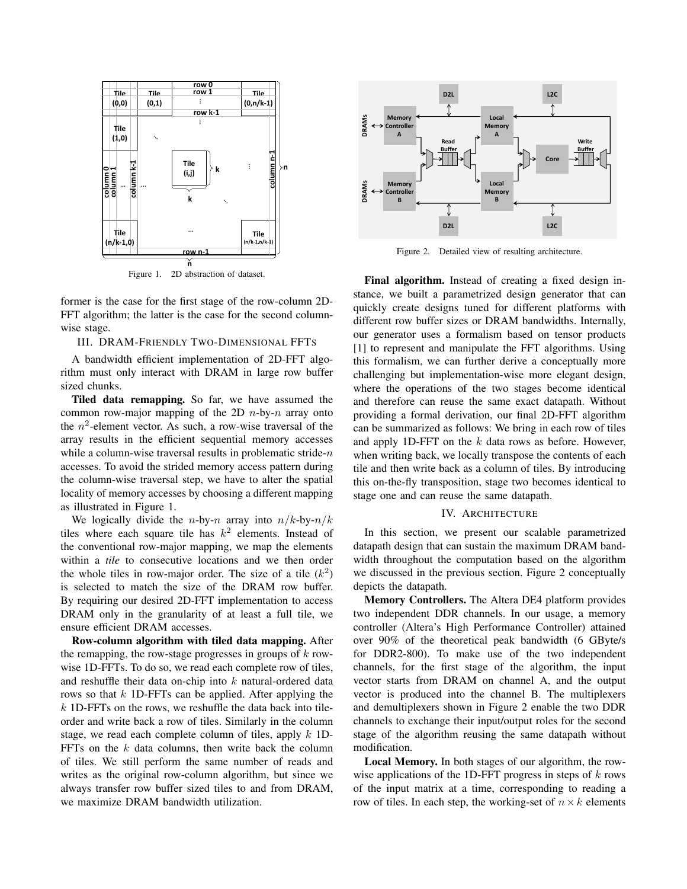Figure 1. 2D abstraction of dataset.

former is the case for the first stage of the row-column 2D-FFT algorithm; the latter is the case for the second column-wise stage.

## III. DRAM-Friendly Two-Dimensional FFTs

A bandwidth efficient implementation of 2D-FFT algorithm must only interact with DRAM in large row buffer sized chunks.

**Tiled data remapping.** So far, we have assumed the common row-major mapping of the 2D $n$-by-$n$ array onto the $n^2$-element vector. As such, a row-wise traversal of the array results in the efficient sequential memory accesses while a column-wise traversal results in problematic stride-$n$ accesses. To avoid the strided memory access pattern during the column-wise traversal step, we have to alter the spatial locality of memory accesses by choosing a different mapping as illustrated in Figure 1.

We logically divide the $n$-by-$n$ array into $n/k$-by-$n/k$ tiles where each square tile has $k^2$ elements. Instead of the conventional row-major mapping, we map the elements within a *tile* to consecutive locations and we then order the whole tiles in row-major order. The size of a tile ($k^2$) is selected to match the size of the DRAM row buffer. By requiring our desired 2D-FFT implementation to access DRAM only in the granularity of at least a full tile, we ensure efficient DRAM accesses.

**Row-column algorithm with tiled data mapping.** After the remapping, the row-stage progresses in groups of $k$ row-wise 1D-FFTs. To do so, we read each complete row of tiles, and reshuffle their data on-chip into $k$ natural-ordered data rows so that $k$ 1D-FFTs can be applied. After applying the $k$ 1D-FFTs on the rows, we reshuffle the data back into tile-order and write back a row of tiles. Similarly in the column stage, we read each complete column of tiles, apply $k$ 1D-FFTs on the $k$ data columns, then write back the column of tiles. We still perform the same number of reads and writes as the original row-column algorithm, but since we always transfer row buffer sized tiles to and from DRAM, we maximize DRAM bandwidth utilization.

Figure 2. Detailed view of resulting architecture.

**Final algorithm.** Instead of creating a fixed design instance, we built a parametrized design generator that can quickly create designs tuned for different platforms with different row buffer sizes or DRAM bandwidths. Internally, our generator uses a formalism based on tensor products [1] to represent and manipulate the FFT algorithms. Using this formalism, we can further derive a conceptually more challenging but implementation-wise more elegant design, where the operations of the two stages become identical and therefore can reuse the same exact datapath. Without providing a formal derivation, our final 2D-FFT algorithm can be summarized as follows: We bring in each row of tiles and apply 1D-FFT on the $k$ data rows as before. However, when writing back, we locally transpose the contents of each tile and then write back as a column of tiles. By introducing this on-the-fly transposition, stage two becomes identical to stage one and can reuse the same datapath.

## IV. Architecture

In this section, we present our scalable parametrized datapath design that can sustain the maximum DRAM bandwidth throughout the computation based on the algorithm we discussed in the previous section. Figure 2 conceptually depicts the datapath.

**Memory Controllers.** The Altera DE4 platform provides two independent DDR channels. In our usage, a memory controller (Altera's High Performance Controller) attained over 90% of the theoretical peak bandwidth (6 GByte/s for DDR2-800). To make use of the two independent channels, for the first stage of the algorithm, the input vector starts from DRAM on channel A, and the output vector is produced into the channel B. The multiplexers and demultiplexers shown in Figure 2 enable the two DDR channels to exchange their input/output roles for the second stage of the algorithm reusing the same datapath without modification.

**Local Memory.** In both stages of our algorithm, the row-wise applications of the 1D-FFT progress in steps of $k$ rows of the input matrix at a time, corresponding to reading a row of tiles. In each step, the working-set of $n \times k$ elements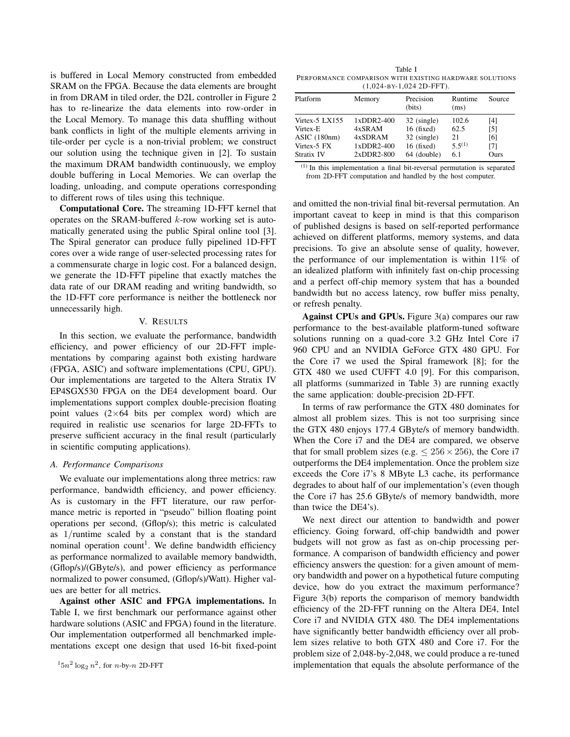is buffered in Local Memory constructed from embedded SRAM on the FPGA. Because the data elements are brought in from DRAM in tiled order, the D2L controller in Figure 2 has to re-linearize the data elements into row-order in the Local Memory. To manage this data shuffling without bank conflicts in light of the multiple elements arriving in tile-order per cycle is a non-trivial problem; we construct our solution using the technique given in [2]. To sustain the maximum DRAM bandwidth continuously, we employ double buffering in Local Memories. We can overlap the loading, unloading, and compute operations corresponding to different rows of tiles using this technique.

**Computational Core.** The streaming 1D-FFT kernel that operates on the SRAM-buffered $k$-row working set is automatically generated using the public Spiral online tool [3]. The Spiral generator can produce fully pipelined 1D-FFT cores over a wide range of user-selected processing rates for a commensurate charge in logic cost. For a balanced design, we generate the 1D-FFT pipeline that exactly matches the data rate of our DRAM reading and writing bandwidth, so the 1D-FFT core performance is neither the bottleneck nor unnecessarily high.

## V. Results

In this section, we evaluate the performance, bandwidth efficiency, and power efficiency of our 2D-FFT implementations by comparing against both existing hardware (FPGA, ASIC) and software implementations (CPU, GPU). Our implementations are targeted to the Altera Stratix IV EP4SGX530 FPGA on the DE4 development board. Our implementations support complex double-precision floating point values ($2\times64$ bits per complex word) which are required in realistic use scenarios for large 2D-FFTs to preserve sufficient accuracy in the final result (particularly in scientific computing applications).

### *A. Performance Comparisons*

We evaluate our implementations along three metrics: raw performance, bandwidth efficiency, and power efficiency. As is customary in the FFT literature, our raw performance metric is reported in "pseudo" billion floating point operations per second, (Gflop/s); this metric is calculated as $1/\text{runtime}$ scaled by a constant that is the standard nominal operation count[1]. We define bandwidth efficiency as performance normalized to available memory bandwidth, (Gflop/s)/(GByte/s), and power efficiency as performance normalized to power consumed, (Gflop/s)/Watt). Higher values are better for all metrics.

**Against other ASIC and FPGA implementations.** In Table I, we first benchmark our performance against other hardware solutions (ASIC and FPGA) found in the literature. Our implementation outperformed all benchmarked implementations except one design that used 16-bit fixed-point and omitted the non-trivial final bit-reversal permutation. An important caveat to keep in mind is that this comparison of published designs is based on self-reported performance achieved on different platforms, memory systems, and data precisions. To give an absolute sense of quality, however, the performance of our implementation is within 11% of an idealized platform with infinitely fast on-chip processing and a perfect off-chip memory system that has a bounded bandwidth but no access latency, row buffer miss penalty, or refresh penalty.

Table I
Performance comparison with existing hardware solutions (1,024-by-1,024 2D-FFT).

| Platform | Memory | Precision (bits) | Runtime (ms) | Source |
|---|---|---|---|---|
| Virtex-5 LX155 | 1xDDR2-400 | 32 (single) | 102.6 | [4] |
| Virtex-E | 4xSRAM | 16 (fixed) | 62.5 | [5] |
| ASIC (180nm) | 4xSDRAM | 32 (single) | 21 | [6] |
| Virtex-5 FX | 1xDDR2-400 | 16 (fixed) | 5.5[(1)] | [7] |
| Stratix IV | 2xDDR2-800 | 64 (double) | 6.1 | Ours |

[(1)] In this implementation a final bit-reversal permutation is separated from 2D-FFT computation and handled by the host computer.

**Against CPUs and GPUs.** Figure 3(a) compares our raw performance to the best-available platform-tuned software solutions running on a quad-core 3.2 GHz Intel Core i7 960 CPU and an NVIDIA GeForce GTX 480 GPU. For the Core i7 we used the Spiral framework [8]; for the GTX 480 we used CUFFT 4.0 [9]. For this comparison, all platforms (summarized in Table 3) are running exactly the same application: double-precision 2D-FFT.

In terms of raw performance the GTX 480 dominates for almost all problem sizes. This is not too surprising since the GTX 480 enjoys 177.4 GByte/s of memory bandwidth. When the Core i7 and the DE4 are compared, we observe that for small problem sizes (e.g. $\leq 256\times256$), the Core i7 outperforms the DE4 implementation. Once the problem size exceeds the Core i7's 8 MByte L3 cache, its performance degrades to about half of our implementation's (even though the Core i7 has 25.6 GByte/s of memory bandwidth, more than twice the DE4's).

We next direct our attention to bandwidth and power efficiency. Going forward, off-chip bandwidth and power budgets will not grow as fast as on-chip processing performance. A comparison of bandwidth efficiency and power efficiency answers the question: for a given amount of memory bandwidth and power on a hypothetical future computing device, how do you extract the maximum performance? Figure 3(b) reports the comparison of memory bandwidth efficiency of the 2D-FFT running on the Altera DE4, Intel Core i7 and NVIDIA GTX 480. The DE4 implementations have significantly better bandwidth efficiency over all problem sizes relative to both GTX 480 and Core i7. For the problem size of 2,048-by-2,048, we could produce a re-tuned implementation that equals the absolute performance of the

[1] $5n^2\log_2 n^2$, for $n$-by-$n$ 2D-FFT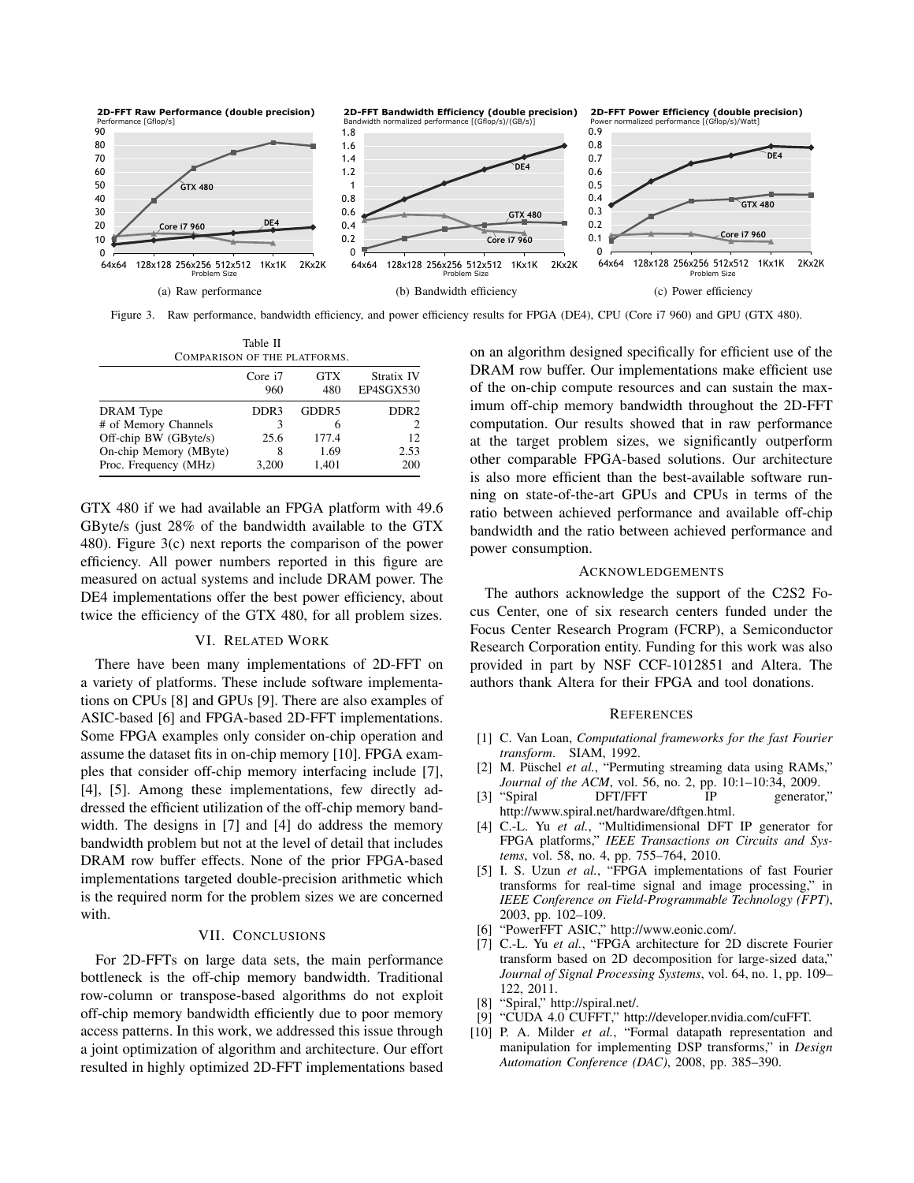2D-FFT Raw Performance (double precision)
Performance [Gflop/s]
90
80
70
60
50
40
30
20
10
0
64x64 128x128 256x256 512x512 1Kx1K 2Kx2K
Problem Size
GTX 480
Core i7 960
DE4

(a) Raw performance

2D-FFT Bandwidth Efficiency (double precision)
Bandwidth normalized performance [(Gflop/s)/(GB/s)]
1.8
1.6
1.4
1.2
1
0.8
0.6
0.4
0.2
0
64x64 128x128 256x256 512x512 1Kx1K 2Kx2K
Problem Size
DE4
GTX 480
Core i7 960

(b) Bandwidth efficiency

2D-FFT Power Efficiency (double precision)
Power normalized performance [(Gflop/s)/Watt]
0.9
0.8
0.7
0.6
0.5
0.4
0.3
0.2
0.1
0
64x64 128x128 256x256 512x512 1Kx1K 2Kx2K
Problem Size
DE4
GTX 480
Core i7 960

(c) Power efficiency

Figure 3. Raw performance, bandwidth efficiency, and power efficiency results for FPGA (DE4), CPU (Core i7 960) and GPU (GTX 480).

Table II
COMPARISON OF THE PLATFORMS.

| | Core i7 960 | GTX 480 | Stratix IV EP4SGX530 |
|---|---|---|---|
| DRAM Type | DDR3 | GDDR5 | DDR2 |
| # of Memory Channels | 3 | 6 | 2 |
| Off-chip BW (GByte/s) | 25.6 | 177.4 | 12 |
| On-chip Memory (MByte) | 8 | 1.69 | 2.53 |
| Proc. Frequency (MHz) | 3,200 | 1,401 | 200 |

GTX 480 if we had available an FPGA platform with 49.6 GByte/s (just 28% of the bandwidth available to the GTX 480). Figure 3(c) next reports the comparison of the power efficiency. All power numbers reported in this figure are measured on actual systems and include DRAM power. The DE4 implementations offer the best power efficiency, about twice the efficiency of the GTX 480, for all problem sizes.

## VI. Related Work

There have been many implementations of 2D-FFT on a variety of platforms. These include software implementations on CPUs [8] and GPUs [9]. There are also examples of ASIC-based [6] and FPGA-based 2D-FFT implementations. Some FPGA examples only consider on-chip operation and assume the dataset fits in on-chip memory [10]. FPGA examples that consider off-chip memory interfacing include [7], [4], [5]. Among these implementations, few directly addressed the efficient utilization of the off-chip memory bandwidth. The designs in [7] and [4] do address the memory bandwidth problem but not at the level of detail that includes DRAM row buffer effects. None of the prior FPGA-based implementations targeted double-precision arithmetic which is the required norm for the problem sizes we are concerned with.

## VII. Conclusions

For 2D-FFTs on large data sets, the main performance bottleneck is the off-chip memory bandwidth. Traditional row-column or transpose-based algorithms do not exploit off-chip memory bandwidth efficiently due to poor memory access patterns. In this work, we addressed this issue through a joint optimization of algorithm and architecture. Our effort resulted in highly optimized 2D-FFT implementations based on an algorithm designed specifically for efficient use of the DRAM row buffer. Our implementations make efficient use of the on-chip compute resources and can sustain the maximum off-chip memory bandwidth throughout the 2D-FFT computation. Our results showed that in raw performance at the target problem sizes, we significantly outperform other comparable FPGA-based solutions. Our architecture is also more efficient than the best-available software running on state-of-the-art GPUs and CPUs in terms of the ratio between achieved performance and available off-chip bandwidth and the ratio between achieved performance and power consumption.

## Acknowledgements

The authors acknowledge the support of the C2S2 Focus Center, one of six research centers funded under the Focus Center Research Program (FCRP), a Semiconductor Research Corporation entity. Funding for this work was also provided in part by NSF CCF-1012851 and Altera. The authors thank Altera for their FPGA and tool donations.

## References

[1] C. Van Loan, *Computational frameworks for the fast Fourier transform*. SIAM, 1992.

[2] M. Püschel *et al.*, "Permuting streaming data using RAMs," *Journal of the ACM*, vol. 56, no. 2, pp. 10:1–10:34, 2009.

[3] "Spiral DFT/FFT IP generator," http://www.spiral.net/hardware/dftgen.html.

[4] C.-L. Yu *et al.*, "Multidimensional DFT IP generator for FPGA platforms," *IEEE Transactions on Circuits and Systems*, vol. 58, no. 4, pp. 755–764, 2010.

[5] I. S. Uzun *et al.*, "FPGA implementations of fast Fourier transforms for real-time signal and image processing," in *IEEE Conference on Field-Programmable Technology (FPT)*, 2003, pp. 102–109.

[6] "PowerFFT ASIC," http://www.eonic.com/.

[7] C.-L. Yu *et al.*, "FPGA architecture for 2D discrete Fourier transform based on 2D decomposition for large-sized data," *Journal of Signal Processing Systems*, vol. 64, no. 1, pp. 109–122, 2011.

[8] "Spiral," http://spiral.net/.

[9] "CUDA 4.0 CUFFT," http://developer.nvidia.com/cuFFT.

[10] P. A. Milder *et al.*, "Formal datapath representation and manipulation for implementing DSP transforms," in *Design Automation Conference (DAC)*, 2008, pp. 385–390.